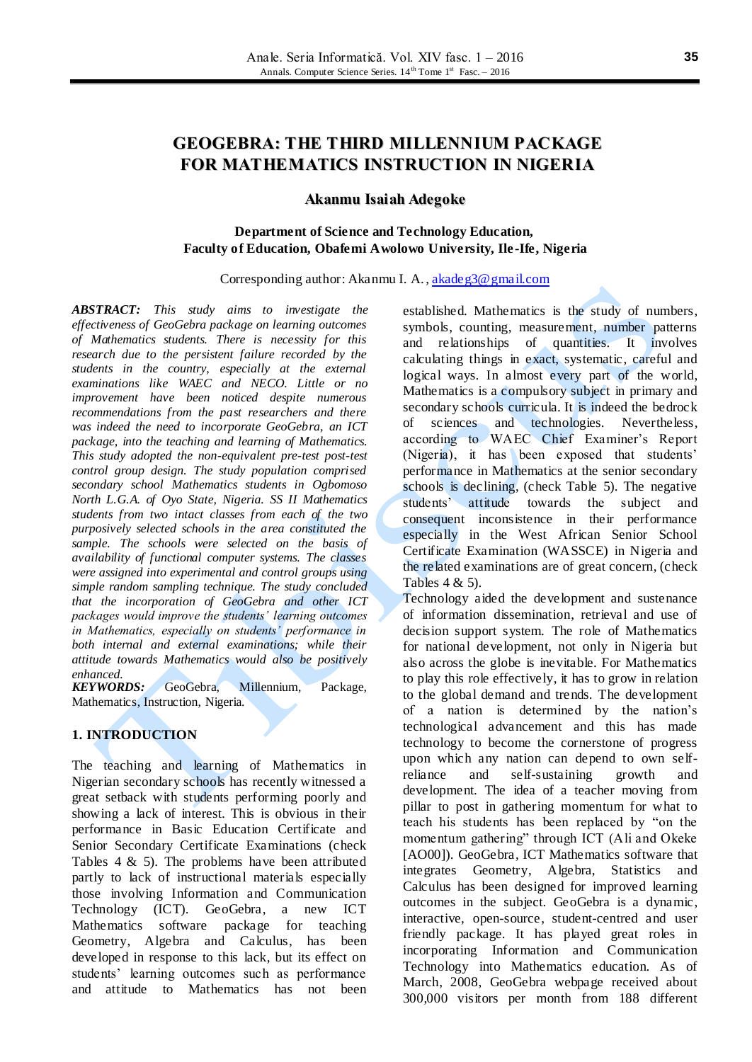# GEOGEBRA: THE THIRD MILLENNIUM PACKAGE FOR MATHEMATICS INSTRUCTION IN NIGERIA

**Akanmu Isaiah Adegoke**

**Department of Science and Technology Education, Faculty of Education, Obafemi Awolowo University, Ile-Ife, Nigeria**

Corresponding author: Akanmu I. A., akadeg3@gmail.com

***ABSTRACT:*** *This study aims to investigate the effectiveness of GeoGebra package on learning outcomes of Mathematics students. There is necessity for this research due to the persistent failure recorded by the students in the country, especially at the external examinations like WAEC and NECO. Little or no improvement have been noticed despite numerous recommendations from the past researchers and there was indeed the need to incorporate GeoGebra, an ICT package, into the teaching and learning of Mathematics. This study adopted the non-equivalent pre-test post-test control group design. The study population comprised secondary school Mathematics students in Ogbomoso North L.G.A. of Oyo State, Nigeria. SS II Mathematics students from two intact classes from each of the two purposively selected schools in the area constituted the sample. The schools were selected on the basis of availability of functional computer systems. The classes were assigned into experimental and control groups using simple random sampling technique. The study concluded that the incorporation of GeoGebra and other ICT packages would improve the students' learning outcomes in Mathematics, especially on students' performance in both internal and external examinations; while their attitude towards Mathematics would also be positively enhanced.*

***KEYWORDS:*** GeoGebra, Millennium, Package, Mathematics, Instruction, Nigeria.

## 1. INTRODUCTION

The teaching and learning of Mathematics in Nigerian secondary schools has recently witnessed a great setback with students performing poorly and showing a lack of interest. This is obvious in their performance in Basic Education Certificate and Senior Secondary Certificate Examinations (check Tables 4 & 5). The problems have been attributed partly to lack of instructional materials especially those involving Information and Communication Technology (ICT). GeoGebra, a new ICT Mathematics software package for teaching Geometry, Algebra and Calculus, has been developed in response to this lack, but its effect on students' learning outcomes such as performance and attitude to Mathematics has not been established. Mathematics is the study of numbers, symbols, counting, measurement, number patterns and relationships of quantities. It involves calculating things in exact, systematic, careful and logical ways. In almost every part of the world, Mathematics is a compulsory subject in primary and secondary schools curricula. It is indeed the bedrock of sciences and technologies. Nevertheless, according to WAEC Chief Examiner's Report (Nigeria), it has been exposed that students' performance in Mathematics at the senior secondary schools is declining, (check Table 5). The negative students' attitude towards the subject and consequent inconsistence in their performance especially in the West African Senior School Certificate Examination (WASSCE) in Nigeria and the related examinations are of great concern, (check Tables 4 & 5).

Technology aided the development and sustenance of information dissemination, retrieval and use of decision support system. The role of Mathematics for national development, not only in Nigeria but also across the globe is inevitable. For Mathematics to play this role effectively, it has to grow in relation to the global demand and trends. The development of a nation is determined by the nation's technological advancement and this has made technology to become the cornerstone of progress upon which any nation can depend to own self-reliance and self-sustaining growth and development. The idea of a teacher moving from pillar to post in gathering momentum for what to teach his students has been replaced by "on the momentum gathering" through ICT (Ali and Okeke [AO00]). GeoGebra, ICT Mathematics software that integrates Geometry, Algebra, Statistics and Calculus has been designed for improved learning outcomes in the subject. GeoGebra is a dynamic, interactive, open-source, student-centred and user friendly package. It has played great roles in incorporating Information and Communication Technology into Mathematics education. As of March, 2008, GeoGebra webpage received about 300,000 visitors per month from 188 different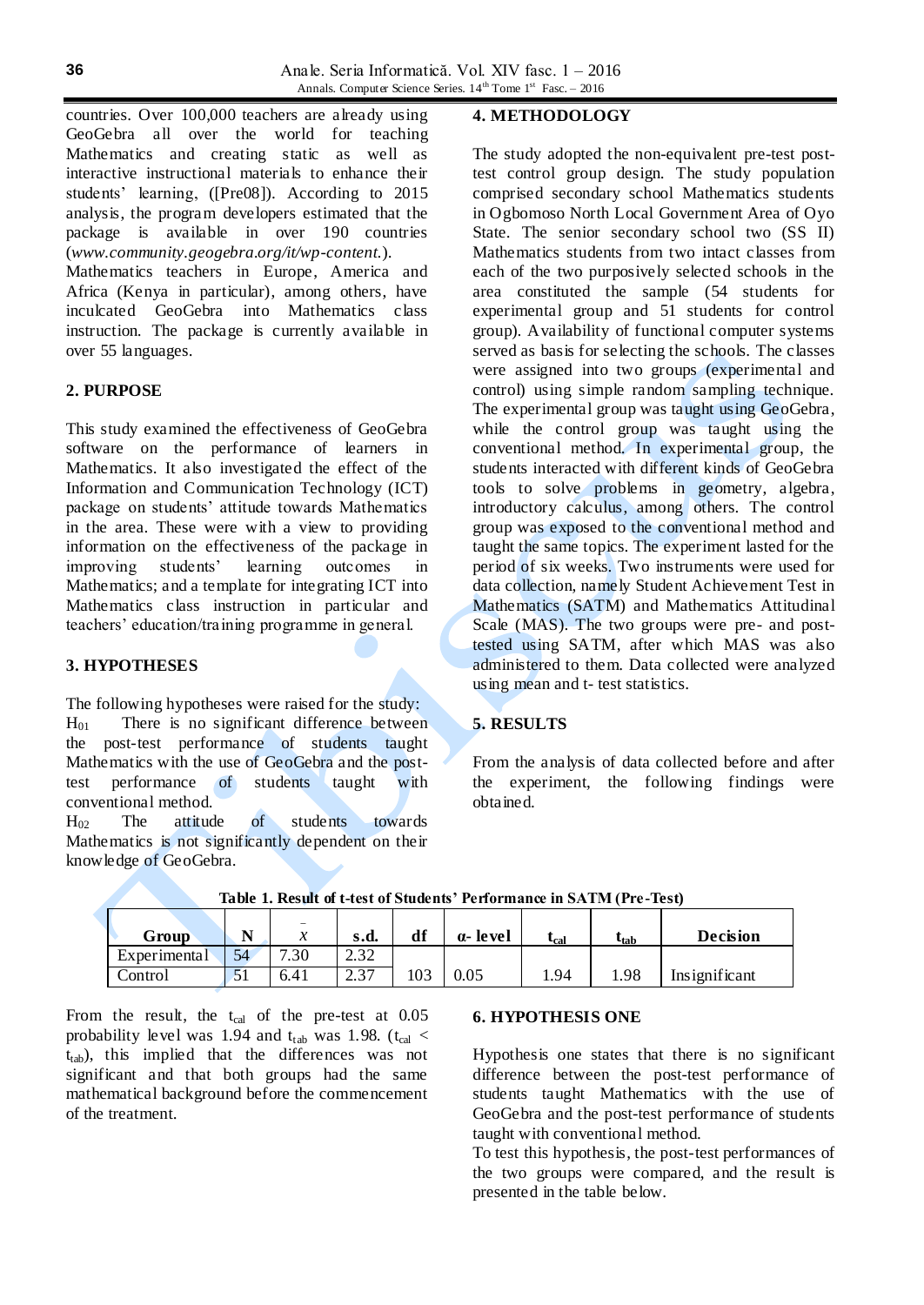countries. Over 100,000 teachers are already using GeoGebra all over the world for teaching Mathematics and creating static as well as interactive instructional materials to enhance their students' learning, ([Pre08]). According to 2015 analysis, the program developers estimated that the package is available in over 190 countries (*www.community.geogebra.org/it/wp-content.*). Mathematics teachers in Europe, America and Africa (Kenya in particular), among others, have inculcated GeoGebra into Mathematics class instruction. The package is currently available in over 55 languages.

## 2. PURPOSE

This study examined the effectiveness of GeoGebra software on the performance of learners in Mathematics. It also investigated the effect of the Information and Communication Technology (ICT) package on students' attitude towards Mathematics in the area. These were with a view to providing information on the effectiveness of the package in improving students' learning outcomes in Mathematics; and a template for integrating ICT into Mathematics class instruction in particular and teachers' education/training programme in general.

## 3. HYPOTHESES

The following hypotheses were raised for the study:

$H_{01}$ There is no significant difference between the post-test performance of students taught Mathematics with the use of GeoGebra and the post-test performance of students taught with conventional method.

$H_{02}$ The attitude of students towards Mathematics is not significantly dependent on their knowledge of GeoGebra.

## 4. METHODOLOGY

The study adopted the non-equivalent pre-test post-test control group design. The study population comprised secondary school Mathematics students in Ogbomoso North Local Government Area of Oyo State. The senior secondary school two (SS II) Mathematics students from two intact classes from each of the two purposively selected schools in the area constituted the sample (54 students for experimental group and 51 students for control group). Availability of functional computer systems served as basis for selecting the schools. The classes were assigned into two groups (experimental and control) using simple random sampling technique. The experimental group was taught using GeoGebra, while the control group was taught using the conventional method. In experimental group, the students interacted with different kinds of GeoGebra tools to solve problems in geometry, algebra, introductory calculus, among others. The control group was exposed to the conventional method and taught the same topics. The experiment lasted for the period of six weeks. Two instruments were used for data collection, namely Student Achievement Test in Mathematics (SATM) and Mathematics Attitudinal Scale (MAS). The two groups were pre- and post-tested using SATM, after which MAS was also administered to them. Data collected were analyzed using mean and t- test statistics.

## 5. RESULTS

From the analysis of data collected before and after the experiment, the following findings were obtained.

**Table 1. Result of t-test of Students' Performance in SATM (Pre-Test)**

| Group | N | $\bar{x}$ | s.d. | df | α- level | $t_{cal}$ | $t_{tab}$ | Decision |
|---|---|---|---|---|---|---|---|---|
| Experimental | 54 | 7.30 | 2.32 | | | | | |
| Control | 51 | 6.41 | 2.37 | 103 | 0.05 | 1.94 | 1.98 | Insignificant |

From the result, the $t_{cal}$ of the pre-test at 0.05 probability level was 1.94 and $t_{tab}$ was 1.98. ($t_{cal} < t_{tab}$), this implied that the differences was not significant and that both groups had the same mathematical background before the commencement of the treatment.

## 6. HYPOTHESIS ONE

Hypothesis one states that there is no significant difference between the post-test performance of students taught Mathematics with the use of GeoGebra and the post-test performance of students taught with conventional method.

To test this hypothesis, the post-test performances of the two groups were compared, and the result is presented in the table below.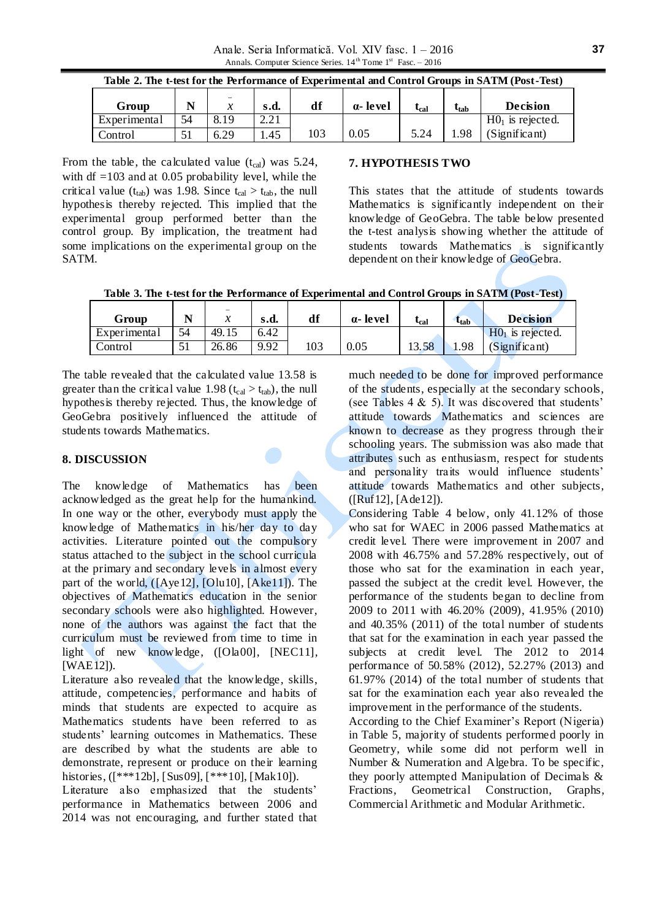**Table 2. The t-test for the Performance of Experimental and Control Groups in SATM (Post-Test)**

| Group | N | $\bar{x}$ | s.d. | df | α- level | $t_{cal}$ | $t_{tab}$ | Decision |
|---|---|---|---|---|---|---|---|---|
| Experimental | 54 | 8.19 | 2.21 | 103 | 0.05 | 5.24 | 1.98 | $H0_1$ is rejected. (Significant) |
| Control | 51 | 6.29 | 1.45 | | | | | |

From the table, the calculated value ($t_{cal}$) was 5.24, with df =103 and at 0.05 probability level, while the critical value ($t_{tab}$) was 1.98. Since $t_{cal} > t_{tab}$, the null hypothesis thereby rejected. This implied that the experimental group performed better than the control group. By implication, the treatment had some implications on the experimental group on the SATM.

## 7. HYPOTHESIS TWO

This states that the attitude of students towards Mathematics is significantly independent on their knowledge of GeoGebra. The table below presented the t-test analysis showing whether the attitude of students towards Mathematics is significantly dependent on their knowledge of GeoGebra.

**Table 3. The t-test for the Performance of Experimental and Control Groups in SATM (Post-Test)**

| Group | N | $\bar{x}$ | s.d. | df | α- level | $t_{cal}$ | $t_{tab}$ | Decision |
|---|---|---|---|---|---|---|---|---|
| Experimental | 54 | 49.15 | 6.42 | 103 | 0.05 | 13.58 | 1.98 | $H0_1$ is rejected. (Significant) |
| Control | 51 | 26.86 | 9.92 | | | | | |

The table revealed that the calculated value 13.58 is greater than the critical value 1.98 ($t_{cal} > t_{tab}$), the null hypothesis thereby rejected. Thus, the knowledge of GeoGebra positively influenced the attitude of students towards Mathematics.

## 8. DISCUSSION

The knowledge of Mathematics has been acknowledged as the great help for the humankind. In one way or the other, everybody must apply the knowledge of Mathematics in his/her day to day activities. Literature pointed out the compulsory status attached to the subject in the school curricula at the primary and secondary levels in almost every part of the world, ([Aye12], [Olu10], [Ake11]). The objectives of Mathematics education in the senior secondary schools were also highlighted. However, none of the authors was against the fact that the curriculum must be reviewed from time to time in light of new knowledge, ([Ola00], [NEC11], [WAE12]).

Literature also revealed that the knowledge, skills, attitude, competencies, performance and habits of minds that students are expected to acquire as Mathematics students have been referred to as students' learning outcomes in Mathematics. These are described by what the students are able to demonstrate, represent or produce on their learning histories, ([***12b], [Sus09], [***10], [Mak10]).

Literature also emphasized that the students' performance in Mathematics between 2006 and 2014 was not encouraging, and further stated that much needed to be done for improved performance of the students, especially at the secondary schools, (see Tables 4 & 5). It was discovered that students' attitude towards Mathematics and sciences are known to decrease as they progress through their schooling years. The submission was also made that attributes such as enthusiasm, respect for students and personality traits would influence students' attitude towards Mathematics and other subjects, ([Ruf12], [Ade12]).

Considering Table 4 below, only 41.12% of those who sat for WAEC in 2006 passed Mathematics at credit level. There were improvement in 2007 and 2008 with 46.75% and 57.28% respectively, out of those who sat for the examination in each year, passed the subject at the credit level. However, the performance of the students began to decline from 2009 to 2011 with 46.20% (2009), 41.95% (2010) and 40.35% (2011) of the total number of students that sat for the examination in each year passed the subjects at credit level. The 2012 to 2014 performance of 50.58% (2012), 52.27% (2013) and 61.97% (2014) of the total number of students that sat for the examination each year also revealed the improvement in the performance of the students.

According to the Chief Examiner's Report (Nigeria) in Table 5, majority of students performed poorly in Geometry, while some did not perform well in Number & Numeration and Algebra. To be specific, they poorly attempted Manipulation of Decimals & Fractions, Geometrical Construction, Graphs, Commercial Arithmetic and Modular Arithmetic.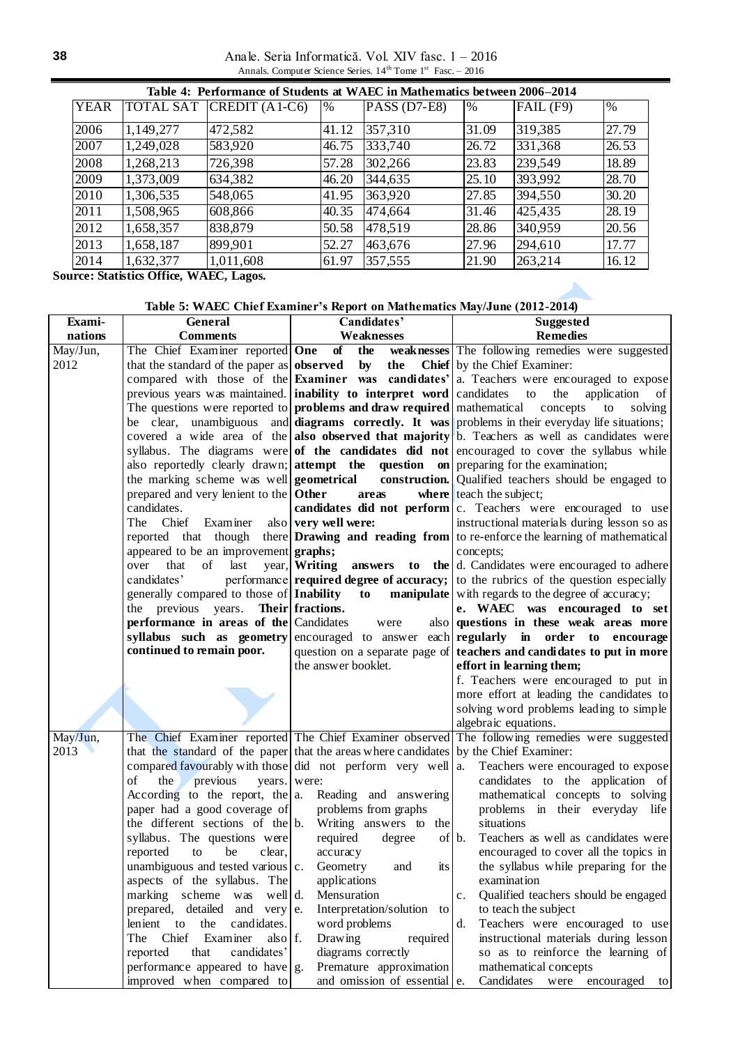**Table 4: Performance of Students at WAEC in Mathematics between 2006–2014**

| YEAR | TOTAL SAT | CREDIT (A1-C6) | % | PASS (D7-E8) | % | FAIL (F9) | % |
|---|---|---|---|---|---|---|---|
| 2006 | 1,149,277 | 472,582 | 41.12 | 357,310 | 31.09 | 319,385 | 27.79 |
| 2007 | 1,249,028 | 583,920 | 46.75 | 333,740 | 26.72 | 331,368 | 26.53 |
| 2008 | 1,268,213 | 726,398 | 57.28 | 302,266 | 23.83 | 239,549 | 18.89 |
| 2009 | 1,373,009 | 634,382 | 46.20 | 344,635 | 25.10 | 393,992 | 28.70 |
| 2010 | 1,306,535 | 548,065 | 41.95 | 363,920 | 27.85 | 394,550 | 30.20 |
| 2011 | 1,508,965 | 608,866 | 40.35 | 474,664 | 31.46 | 425,435 | 28.19 |
| 2012 | 1,658,357 | 838,879 | 50.58 | 478,519 | 28.86 | 340,959 | 20.56 |
| 2013 | 1,658,187 | 899,901 | 52.27 | 463,676 | 27.96 | 294,610 | 17.77 |
| 2014 | 1,632,377 | 1,011,608 | 61.97 | 357,555 | 21.90 | 263,214 | 16.12 |

**Source: Statistics Office, WAEC, Lagos.**

**Table 5: WAEC Chief Examiner's Report on Mathematics May/June (2012-2014)**

| Examinations | General Comments | Candidates' Weaknesses | Suggested Remedies |
|---|---|---|---|
| May/Jun, 2012 | The Chief Examiner reported that the standard of the paper as compared with those of the previous years was maintained. The questions were reported to be clear, unambiguous and covered a wide area of the syllabus. The diagrams were also reportedly clearly drawn; the marking scheme was well prepared and very lenient to the candidates. The Chief Examiner also reported that though there appeared to be an improvement over that of last year, candidates' performance generally compared to those of the previous years. **Their performance in areas of the syllabus such as geometry continued to remain poor.** | **One of the weaknesses observed by the Chief Examiner was candidates' inability to interpret word problems and draw required diagrams correctly. It was also observed that majority of the candidates did not attempt the question on geometrical construction. Other areas where candidates did not perform very well were: Drawing and reading from graphs; Writing answers to the required degree of accuracy; Inability to manipulate fractions.** Candidates were also encouraged to answer each question on a separate page of the answer booklet. | The following remedies were suggested by the Chief Examiner: a. Teachers were encouraged to expose candidates to the application of mathematical concepts to solving problems in their everyday life situations; b. Teachers as well as candidates were encouraged to cover the syllabus while preparing for the examination; Qualified teachers should be engaged to teach the subject; c. Teachers were encouraged to use instructional materials during lesson so as to re-enforce the learning of mathematical concepts; d. Candidates were encouraged to adhere to the rubrics of the question especially with regards to the degree of accuracy; **e. WAEC was encouraged to set questions in these weak areas more regularly in order to encourage teachers and candidates to put in more effort in learning them;** f. Teachers were encouraged to put in more effort at leading the candidates to solving word problems leading to simple algebraic equations. |
| May/Jun, 2013 | The Chief Examiner reported that the standard of the paper compared favourably with those of the previous years. According to the report, the paper had a good coverage of the different sections of the syllabus. The questions were reported to be clear, unambiguous and tested various aspects of the syllabus. The marking scheme was well prepared, detailed and very lenient to the candidates. The Chief Examiner also reported that candidates' performance appeared to have improved when compared to | The Chief Examiner observed that the areas where candidates did not perform very well were: a. Reading and answering problems from graphs b. Writing answers to the required degree of accuracy c. Geometry and its applications d. Mensuration e. Interpretation/solution to word problems f. Drawing required diagrams correctly g. Premature approximation and omission of essential | The following remedies were suggested by the Chief Examiner: a. Teachers were encouraged to expose candidates to the application of mathematical concepts to solving problems in their everyday life situations b. Teachers as well as candidates were encouraged to cover all the topics in the syllabus while preparing for the examination c. Qualified teachers should be engaged to teach the subject d. Teachers were encouraged to use instructional materials during lesson so as to reinforce the learning of mathematical concepts e. Candidates were encouraged to |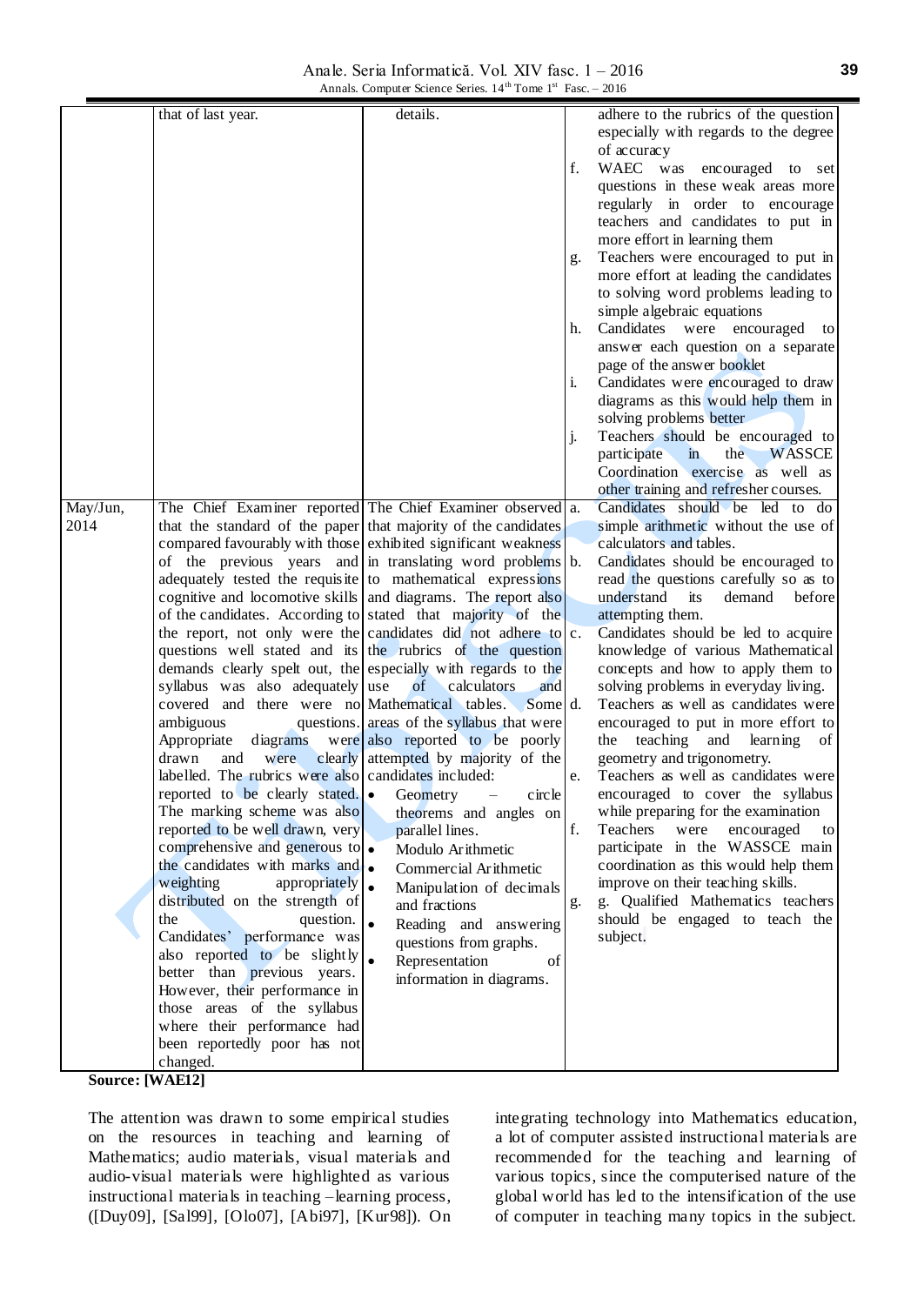| | | | |
|---|---|---|---|
| | that of last year. | details. | adhere to the rubrics of the question especially with regards to the degree of accuracy<br>f. WAEC was encouraged to set questions in these weak areas more regularly in order to encourage teachers and candidates to put in more effort in learning them<br>g. Teachers were encouraged to put in more effort at leading the candidates to solving word problems leading to simple algebraic equations<br>h. Candidates were encouraged to answer each question on a separate page of the answer booklet<br>i. Candidates were encouraged to draw diagrams as this would help them in solving problems better<br>j. Teachers should be encouraged to participate in the WASSCE Coordination exercise as well as other training and refresher courses. |
| May/Jun, 2014 | The Chief Examiner reported that the standard of the paper compared favourably with those of the previous years and adequately tested the requisite cognitive and locomotive skills of the candidates. According to the report, not only were the questions well stated and its demands clearly spelt out, the syllabus was also adequately covered and there were no ambiguous questions. Appropriate diagrams were drawn and were clearly labelled. The rubrics were also reported to be clearly stated. The marking scheme was also reported to be well drawn, very comprehensive and generous to the candidates with marks and weighting appropriately distributed on the strength of the question. Candidates' performance was also reported to be slightly better than previous years. However, their performance in those areas of the syllabus where their performance had been reportedly poor has not changed. | The Chief Examiner observed that majority of the candidates exhibited significant weakness in translating word problems to mathematical expressions and diagrams. The report also stated that majority of the candidates did not adhere to the rubrics of the question especially with regards to the use of calculators and Mathematical tables. Some areas of the syllabus that were also reported to be poorly attempted by majority of the candidates included:<br>• Geometry – circle theorems and angles on parallel lines.<br>• Modulo Arithmetic<br>• Commercial Arithmetic<br>• Manipulation of decimals and fractions<br>• Reading and answering questions from graphs.<br>• Representation of information in diagrams. | a. Candidates should be led to do simple arithmetic without the use of calculators and tables.<br>b. Candidates should be encouraged to read the questions carefully so as to understand its demand before attempting them.<br>c. Candidates should be led to acquire knowledge of various Mathematical concepts and how to apply them to solving problems in everyday living.<br>d. Teachers as well as candidates were encouraged to put in more effort to the teaching and learning of geometry and trigonometry.<br>e. Teachers as well as candidates were encouraged to cover the syllabus while preparing for the examination<br>f. Teachers were encouraged to participate in the WASSCE main coordination as this would help them improve on their teaching skills.<br>g. g. Qualified Mathematics teachers should be engaged to teach the subject. |

**Source: [WAE12]**

The attention was drawn to some empirical studies on the resources in teaching and learning of Mathematics; audio materials, visual materials and audio-visual materials were highlighted as various instructional materials in teaching –learning process, ([Duy09], [Sal99], [Olo07], [Abi97], [Kur98]). On integrating technology into Mathematics education, a lot of computer assisted instructional materials are recommended for the teaching and learning of various topics, since the computerised nature of the global world has led to the intensification of the use of computer in teaching many topics in the subject.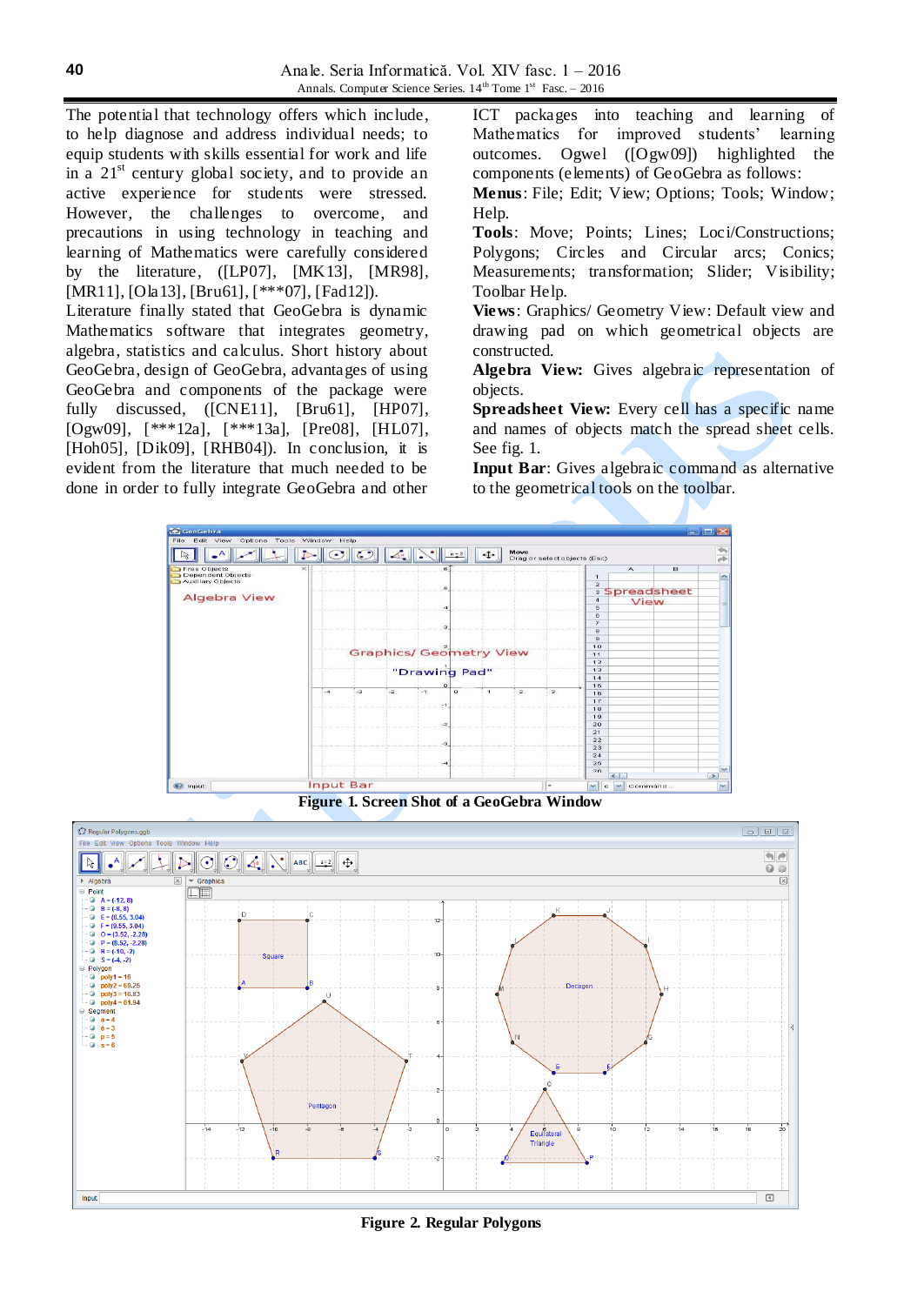The potential that technology offers which include, to help diagnose and address individual needs; to equip students with skills essential for work and life in a 21$^{st}$ century global society, and to provide an active experience for students were stressed. However, the challenges to overcome, and precautions in using technology in teaching and learning of Mathematics were carefully considered by the literature, ([LP07], [MK13], [MR98], [MR11], [Ola13], [Bru61], [***07], [Fad12]).

Literature finally stated that GeoGebra is dynamic Mathematics software that integrates geometry, algebra, statistics and calculus. Short history about GeoGebra, design of GeoGebra, advantages of using GeoGebra and components of the package were fully discussed, ([CNE11], [Bru61], [HP07], [Ogw09], [***12a], [***13a], [Pre08], [HL07], [Hoh05], [Dik09], [RHB04]). In conclusion, it is evident from the literature that much needed to be done in order to fully integrate GeoGebra and other ICT packages into teaching and learning of Mathematics for improved students' learning outcomes. Ogwel ([Ogw09]) highlighted the components (elements) of GeoGebra as follows:

**Menus**: File; Edit; View; Options; Tools; Window; Help.

**Tools**: Move; Points; Lines; Loci/Constructions; Polygons; Circles and Circular arcs; Conics; Measurements; transformation; Slider; Visibility; Toolbar Help.

**Views**: Graphics/ Geometry View: Default view and drawing pad on which geometrical objects are constructed.

**Algebra View:** Gives algebraic representation of objects.

**Spreadsheet View:** Every cell has a specific name and names of objects match the spread sheet cells. See fig. 1.

**Input Bar**: Gives algebraic command as alternative to the geometrical tools on the toolbar.

**Figure 1. Screen Shot of a GeoGebra Window**

**Figure 2. Regular Polygons**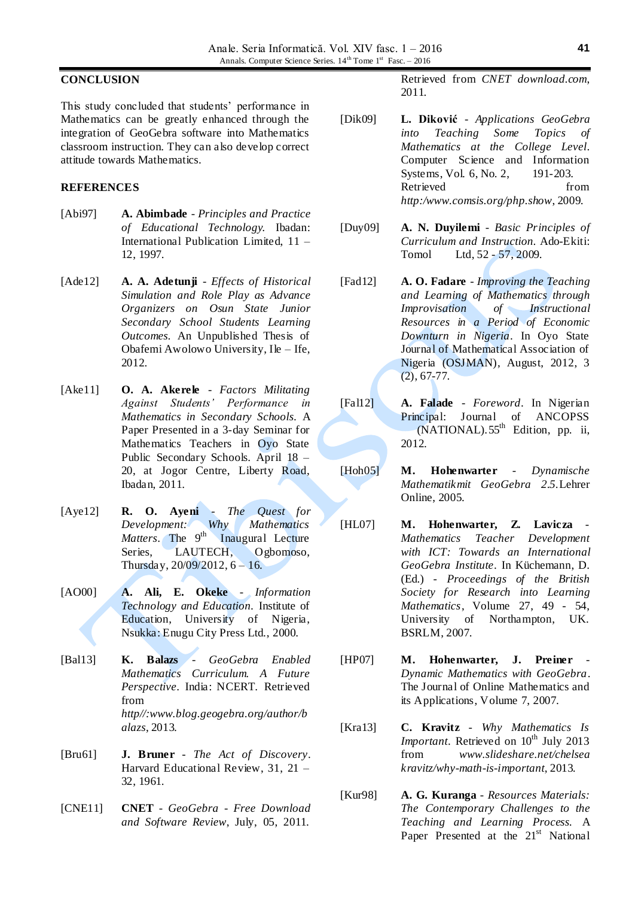## CONCLUSION

This study concluded that students' performance in Mathematics can be greatly enhanced through the integration of GeoGebra software into Mathematics classroom instruction. They can also develop correct attitude towards Mathematics.

## REFERENCES

[Abi97] **A. Abimbade** - *Principles and Practice of Educational Technology.* Ibadan: International Publication Limited, 11 – 12, 1997.

[Ade12] **A. A. Adetunji** - *Effects of Historical Simulation and Role Play as Advance Organizers on Osun State Junior Secondary School Students Learning Outcomes.* An Unpublished Thesis of Obafemi Awolowo University, Ile – Ife, 2012.

[Ake11] **O. A. Akerele** - *Factors Militating Against Students' Performance in Mathematics in Secondary Schools.* A Paper Presented in a 3-day Seminar for Mathematics Teachers in Oyo State Public Secondary Schools. April 18 – 20, at Jogor Centre, Liberty Road, Ibadan, 2011.

[Aye12] **R. O. Ayeni** - *The Quest for Development: Why Mathematics Matters.* The 9th Inaugural Lecture Series, LAUTECH, Ogbomoso, Thursday, 20/09/2012, 6 – 16.

[AO00] **A. Ali, E. Okeke** - *Information Technology and Education.* Institute of Education, University of Nigeria, Nsukka: Enugu City Press Ltd., 2000.

[Bal13] **K. Balazs** - *GeoGebra Enabled Mathematics Curriculum. A Future Perspective.* India: NCERT. Retrieved from *http//:www.blog.geogebra.org/author/balazs*, 2013.

[Bru61] **J. Bruner** - *The Act of Discovery.* Harvard Educational Review, 31, 21 – 32, 1961.

[CNE11] **CNET** - *GeoGebra - Free Download and Software Review*, July, 05, 2011. Retrieved from *CNET download.com*, 2011.

[Dik09] **L. Diković** - *Applications GeoGebra into Teaching Some Topics of Mathematics at the College Level.* Computer Science and Information Systems, Vol. 6, No. 2, 191-203. Retrieved from *http:/www.comsis.org/php.show*, 2009.

[Duy09] **A. N. Duyilemi** - *Basic Principles of Curriculum and Instruction.* Ado-Ekiti: Tomol Ltd, 52 - 57, 2009.

[Fad12] **A. O. Fadare** - *Improving the Teaching and Learning of Mathematics through Improvisation of Instructional Resources in a Period of Economic Downturn in Nigeria.* In Oyo State Journal of Mathematical Association of Nigeria (OSJMAN), August, 2012, 3 (2), 67-77.

[Fal12] **A. Falade** - *Foreword.* In Nigerian Principal: Journal of ANCOPSS (NATIONAL).55th Edition, pp. ii, 2012.

[Hoh05] **M. Hohenwarter** - *Dynamische Mathematikmit GeoGebra 2.5.*Lehrer Online, 2005.

[HL07] **M. Hohenwarter, Z. Lavicza** - *Mathematics Teacher Development with ICT: Towards an International GeoGebra Institute.* In Küchemann, D. (Ed.) - *Proceedings of the British Society for Research into Learning Mathematics*, Volume 27, 49 - 54, University of Northampton, UK. BSRLM, 2007.

[HP07] **M. Hohenwarter, J. Preiner** - *Dynamic Mathematics with GeoGebra.* The Journal of Online Mathematics and its Applications, Volume 7, 2007.

[Kra13] **C. Kravitz** - *Why Mathematics Is Important.* Retrieved on 10th July 2013 from *www.slideshare.net/chelsea kravitz/why-math-is-important*, 2013.

[Kur98] **A. G. Kuranga** - *Resources Materials: The Contemporary Challenges to the Teaching and Learning Process.* A Paper Presented at the 21st National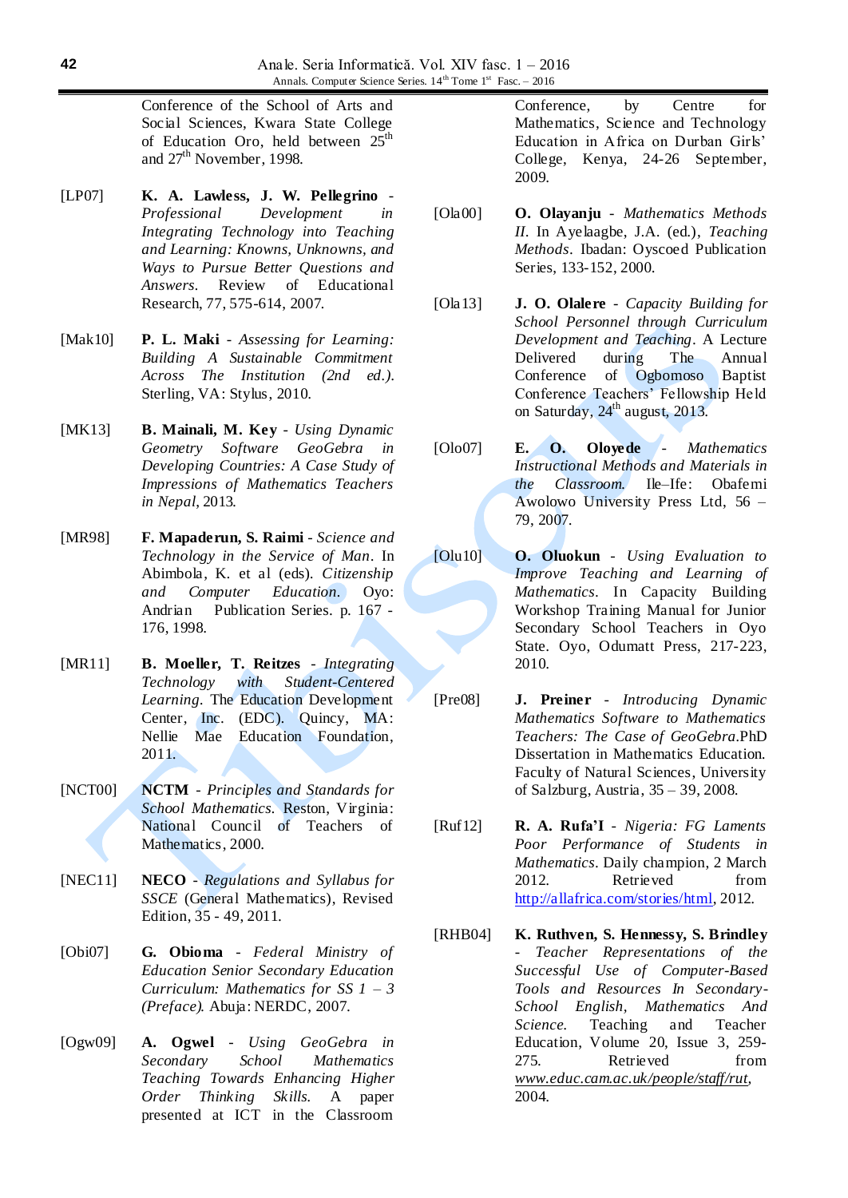Conference of the School of Arts and Social Sciences, Kwara State College of Education Oro, held between 25th and 27th November, 1998.

[LP07] **K. A. Lawless, J. W. Pellegrino** - *Professional Development in Integrating Technology into Teaching and Learning: Knowns, Unknowns, and Ways to Pursue Better Questions and Answers*. Review of Educational Research, 77, 575-614, 2007.

[Mak10] **P. L. Maki** - *Assessing for Learning: Building A Sustainable Commitment Across The Institution (2nd ed.)*. Sterling, VA: Stylus, 2010.

[MK13] **B. Mainali, M. Key** - *Using Dynamic Geometry Software GeoGebra in Developing Countries: A Case Study of Impressions of Mathematics Teachers in Nepal*, 2013.

[MR98] **F. Mapaderun, S. Raimi** - *Science and Technology in the Service of Man*. In Abimbola, K. et al (eds). *Citizenship and Computer Education.* Oyo: Andrian Publication Series. p. 167 - 176, 1998.

[MR11] **B. Moeller, T. Reitzes** - *Integrating Technology with Student-Centered Learning*. The Education Development Center, Inc. (EDC). Quincy, MA: Nellie Mae Education Foundation, 2011.

[NCT00] **NCTM** - *Principles and Standards for School Mathematics.* Reston, Virginia: National Council of Teachers of Mathematics, 2000.

[NEC11] **NECO** - *Regulations and Syllabus for SSCE* (General Mathematics), Revised Edition, 35 - 49, 2011.

[Obi07] **G. Obioma** - *Federal Ministry of Education Senior Secondary Education Curriculum: Mathematics for SS 1 – 3 (Preface).* Abuja: NERDC, 2007.

[Ogw09] **A. Ogwel** - *Using GeoGebra in Secondary School Mathematics Teaching Towards Enhancing Higher Order Thinking Skills.* A paper presented at ICT in the Classroom Conference, by Centre for Mathematics, Science and Technology Education in Africa on Durban Girls' College, Kenya, 24-26 September, 2009.

[Ola00] **O. Olayanju** - *Mathematics Methods II.* In Ayelaagbe, J.A. (ed.), *Teaching Methods*. Ibadan: Oyscoed Publication Series, 133-152, 2000.

[Ola13] **J. O. Olalere** - *Capacity Building for School Personnel through Curriculum Development and Teaching*. A Lecture Delivered during The Annual Conference of Ogbomoso Baptist Conference Teachers' Fellowship Held on Saturday, 24th august, 2013.

[Olo07] **E. O. Oloyede** - *Mathematics Instructional Methods and Materials in the Classroom.* Ile–Ife: Obafemi Awolowo University Press Ltd, 56 – 79, 2007.

[Olu10] **O. Oluokun** - *Using Evaluation to Improve Teaching and Learning of Mathematics*. In Capacity Building Workshop Training Manual for Junior Secondary School Teachers in Oyo State. Oyo, Odumatt Press, 217-223, 2010.

[Pre08] **J. Preiner** - *Introducing Dynamic Mathematics Software to Mathematics Teachers: The Case of GeoGebra.*PhD Dissertation in Mathematics Education. Faculty of Natural Sciences, University of Salzburg, Austria, 35 – 39, 2008.

[Ruf12] **R. A. Rufa'I** - *Nigeria: FG Laments Poor Performance of Students in Mathematics*. Daily champion, 2 March 2012. Retrieved from http://allafrica.com/stories/html, 2012.

[RHB04] **K. Ruthven, S. Hennessy, S. Brindley** - *Teacher Representations of the Successful Use of Computer-Based Tools and Resources In Secondary-School English, Mathematics And Science.* Teaching and Teacher Education, Volume 20, Issue 3, 259-275. Retrieved from *www.educ.cam.ac.uk/people/staff/rut*, 2004.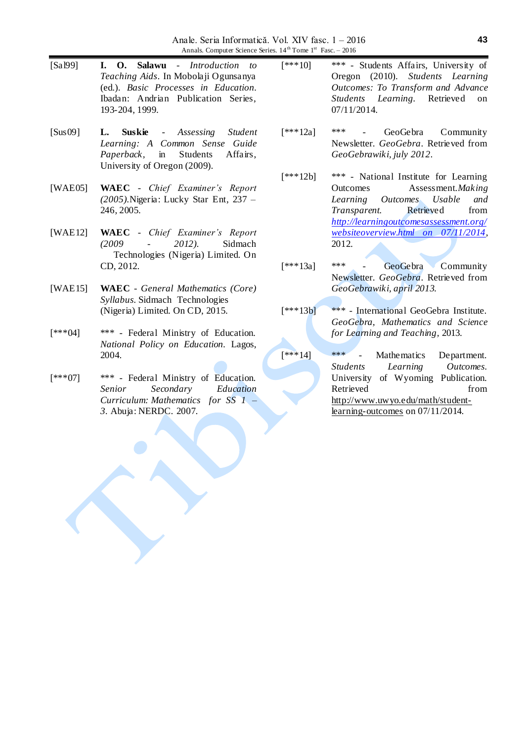[Sal99] **I. O. Salawu** - *Introduction to Teaching Aids*. In Mobolaji Ogunsanya (ed.). *Basic Processes in Education*. Ibadan: Andrian Publication Series, 193-204, 1999.

[Sus09] **L. Suskie** - *Assessing Student Learning: A Common Sense Guide Paperback*, in Students Affairs, University of Oregon (2009).

[WAE05] **WAEC** - *Chief Examiner's Report (2005)*.Nigeria: Lucky Star Ent, 237 – 246, 2005.

[WAE12] **WAEC** - *Chief Examiner's Report (2009 - 2012)*. Sidmach Technologies (Nigeria) Limited. On CD, 2012.

[WAE15] **WAEC** - *General Mathematics (Core) Syllabus*. Sidmach Technologies (Nigeria) Limited. On CD, 2015.

[***04] *** - Federal Ministry of Education. *National Policy on Education*. Lagos, 2004.

[***07] *** - Federal Ministry of Education. *Senior Secondary Education Curriculum: Mathematics for SS 1 – 3*. Abuja: NERDC. 2007.

[***10] *** - Students Affairs, University of Oregon (2010). *Students Learning Outcomes: To Transform and Advance Students Learning*. Retrieved on 07/11/2014.

[***12a] *** - GeoGebra Community Newsletter. *GeoGebra*. Retrieved from *GeoGebrawiki, july 2012*.

[***12b] *** - National Institute for Learning Outcomes Assessment.*Making Learning Outcomes Usable and Transparent.* Retrieved from *http://learningoutcomesassessment.org/websiteoverview.html on 07/11/2014*, 2012.

[***13a] *** - GeoGebra Community Newsletter. *GeoGebra*. Retrieved from *GeoGebrawiki, april 2013.*

[***13b] *** - International GeoGebra Institute. *GeoGebra, Mathematics and Science for Learning and Teaching*, 2013.

[***14] *** - Mathematics Department. *Students Learning Outcomes.* University of Wyoming Publication. Retrieved from http://www.uwyo.edu/math/student-learning-outcomes on 07/11/2014.